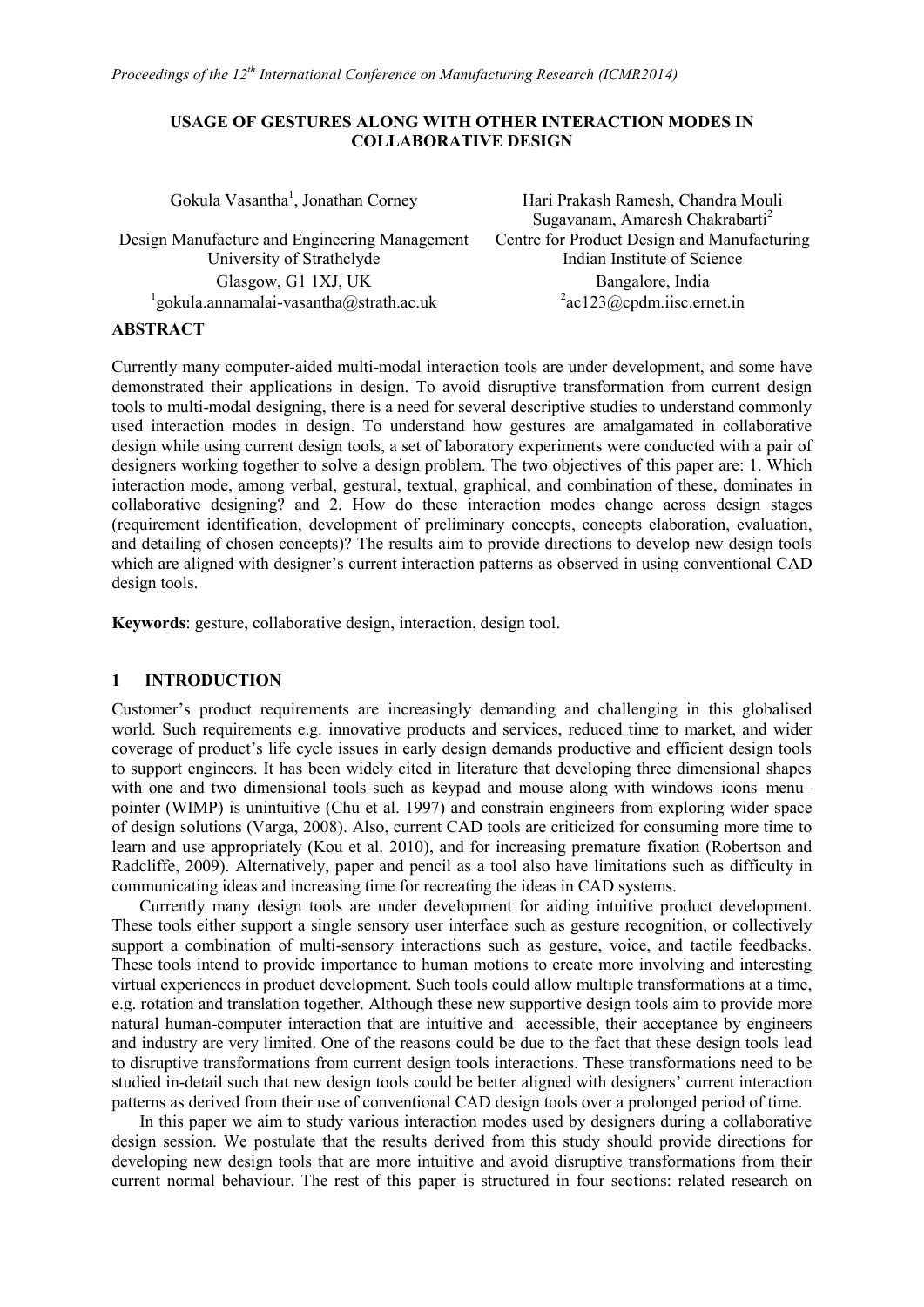# USAGE OF GESTURES ALONG WITH OTHER INTERACTION MODES IN COLLABORATIVE DESIGN

Gokula Vasantha[1], Jonathan Corney

Design Manufacture and Engineering Management
University of Strathclyde
Glasgow, G1 1XJ, UK
[1]gokula.annamalai-vasantha@strath.ac.uk

Hari Prakash Ramesh, Chandra Mouli Sugavanam, Amaresh Chakrabarti[2]

Centre for Product Design and Manufacturing
Indian Institute of Science
Bangalore, India
[2]ac123@cpdm.iisc.ernet.in

## ABSTRACT

Currently many computer-aided multi-modal interaction tools are under development, and some have demonstrated their applications in design. To avoid disruptive transformation from current design tools to multi-modal designing, there is a need for several descriptive studies to understand commonly used interaction modes in design. To understand how gestures are amalgamated in collaborative design while using current design tools, a set of laboratory experiments were conducted with a pair of designers working together to solve a design problem. The two objectives of this paper are: 1. Which interaction mode, among verbal, gestural, textual, graphical, and combination of these, dominates in collaborative designing? and 2. How do these interaction modes change across design stages (requirement identification, development of preliminary concepts, concepts elaboration, evaluation, and detailing of chosen concepts)? The results aim to provide directions to develop new design tools which are aligned with designer's current interaction patterns as observed in using conventional CAD design tools.

**Keywords**: gesture, collaborative design, interaction, design tool.

## 1 INTRODUCTION

Customer's product requirements are increasingly demanding and challenging in this globalised world. Such requirements e.g. innovative products and services, reduced time to market, and wider coverage of product's life cycle issues in early design demands productive and efficient design tools to support engineers. It has been widely cited in literature that developing three dimensional shapes with one and two dimensional tools such as keypad and mouse along with windows–icons–menu–pointer (WIMP) is unintuitive (Chu et al. 1997) and constrain engineers from exploring wider space of design solutions (Varga, 2008). Also, current CAD tools are criticized for consuming more time to learn and use appropriately (Kou et al. 2010), and for increasing premature fixation (Robertson and Radcliffe, 2009). Alternatively, paper and pencil as a tool also have limitations such as difficulty in communicating ideas and increasing time for recreating the ideas in CAD systems.

Currently many design tools are under development for aiding intuitive product development. These tools either support a single sensory user interface such as gesture recognition, or collectively support a combination of multi-sensory interactions such as gesture, voice, and tactile feedbacks. These tools intend to provide importance to human motions to create more involving and interesting virtual experiences in product development. Such tools could allow multiple transformations at a time, e.g. rotation and translation together. Although these new supportive design tools aim to provide more natural human-computer interaction that are intuitive and accessible, their acceptance by engineers and industry are very limited. One of the reasons could be due to the fact that these design tools lead to disruptive transformations from current design tools interactions. These transformations need to be studied in-detail such that new design tools could be better aligned with designers' current interaction patterns as derived from their use of conventional CAD design tools over a prolonged period of time.

In this paper we aim to study various interaction modes used by designers during a collaborative design session. We postulate that the results derived from this study should provide directions for developing new design tools that are more intuitive and avoid disruptive transformations from their current normal behaviour. The rest of this paper is structured in four sections: related research on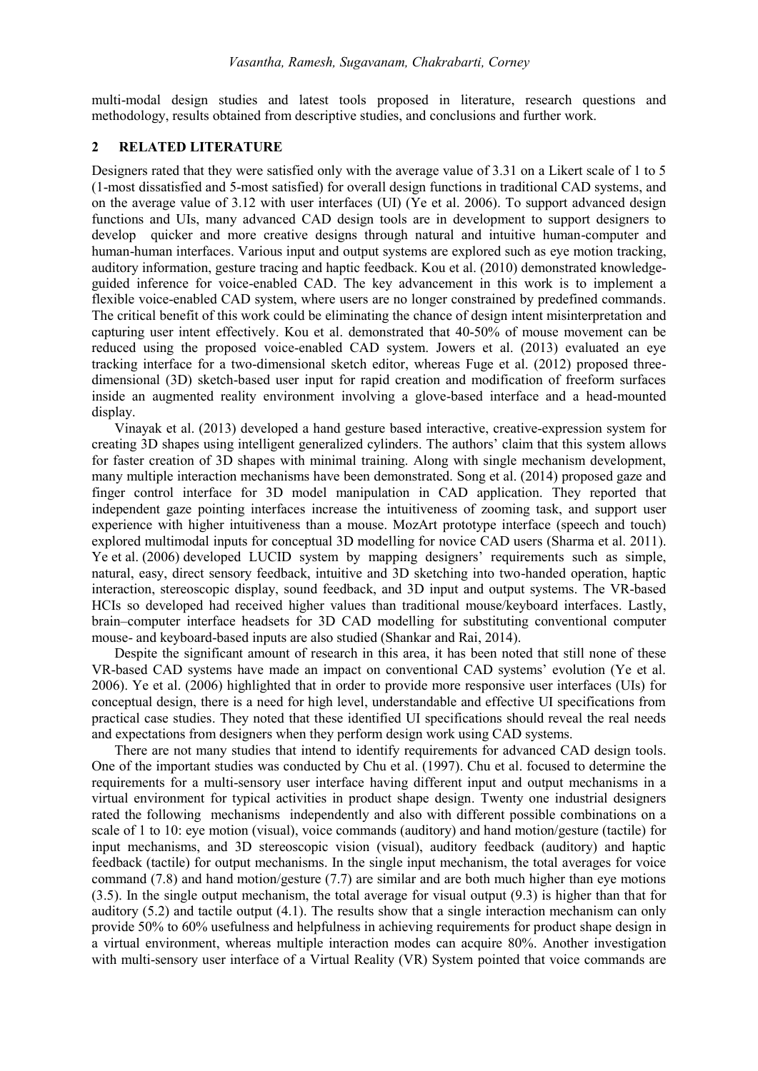multi-modal design studies and latest tools proposed in literature, research questions and methodology, results obtained from descriptive studies, and conclusions and further work.

## 2 RELATED LITERATURE

Designers rated that they were satisfied only with the average value of 3.31 on a Likert scale of 1 to 5 (1-most dissatisfied and 5-most satisfied) for overall design functions in traditional CAD systems, and on the average value of 3.12 with user interfaces (UI) (Ye et al. 2006). To support advanced design functions and UIs, many advanced CAD design tools are in development to support designers to develop quicker and more creative designs through natural and intuitive human-computer and human-human interfaces. Various input and output systems are explored such as eye motion tracking, auditory information, gesture tracing and haptic feedback. Kou et al. (2010) demonstrated knowledge-guided inference for voice-enabled CAD. The key advancement in this work is to implement a flexible voice-enabled CAD system, where users are no longer constrained by predefined commands. The critical benefit of this work could be eliminating the chance of design intent misinterpretation and capturing user intent effectively. Kou et al. demonstrated that 40-50% of mouse movement can be reduced using the proposed voice-enabled CAD system. Jowers et al. (2013) evaluated an eye tracking interface for a two-dimensional sketch editor, whereas Fuge et al. (2012) proposed three-dimensional (3D) sketch-based user input for rapid creation and modification of freeform surfaces inside an augmented reality environment involving a glove-based interface and a head-mounted display.

Vinayak et al. (2013) developed a hand gesture based interactive, creative-expression system for creating 3D shapes using intelligent generalized cylinders. The authors' claim that this system allows for faster creation of 3D shapes with minimal training. Along with single mechanism development, many multiple interaction mechanisms have been demonstrated. Song et al. (2014) proposed gaze and finger control interface for 3D model manipulation in CAD application. They reported that independent gaze pointing interfaces increase the intuitiveness of zooming task, and support user experience with higher intuitiveness than a mouse. MozArt prototype interface (speech and touch) explored multimodal inputs for conceptual 3D modelling for novice CAD users (Sharma et al. 2011). Ye et al. (2006) developed LUCID system by mapping designers' requirements such as simple, natural, easy, direct sensory feedback, intuitive and 3D sketching into two-handed operation, haptic interaction, stereoscopic display, sound feedback, and 3D input and output systems. The VR-based HCIs so developed had received higher values than traditional mouse/keyboard interfaces. Lastly, brain–computer interface headsets for 3D CAD modelling for substituting conventional computer mouse- and keyboard-based inputs are also studied (Shankar and Rai, 2014).

Despite the significant amount of research in this area, it has been noted that still none of these VR-based CAD systems have made an impact on conventional CAD systems' evolution (Ye et al. 2006). Ye et al. (2006) highlighted that in order to provide more responsive user interfaces (UIs) for conceptual design, there is a need for high level, understandable and effective UI specifications from practical case studies. They noted that these identified UI specifications should reveal the real needs and expectations from designers when they perform design work using CAD systems.

There are not many studies that intend to identify requirements for advanced CAD design tools. One of the important studies was conducted by Chu et al. (1997). Chu et al. focused to determine the requirements for a multi-sensory user interface having different input and output mechanisms in a virtual environment for typical activities in product shape design. Twenty one industrial designers rated the following mechanisms independently and also with different possible combinations on a scale of 1 to 10: eye motion (visual), voice commands (auditory) and hand motion/gesture (tactile) for input mechanisms, and 3D stereoscopic vision (visual), auditory feedback (auditory) and haptic feedback (tactile) for output mechanisms. In the single input mechanism, the total averages for voice command (7.8) and hand motion/gesture (7.7) are similar and are both much higher than eye motions (3.5). In the single output mechanism, the total average for visual output (9.3) is higher than that for auditory (5.2) and tactile output (4.1). The results show that a single interaction mechanism can only provide 50% to 60% usefulness and helpfulness in achieving requirements for product shape design in a virtual environment, whereas multiple interaction modes can acquire 80%. Another investigation with multi-sensory user interface of a Virtual Reality (VR) System pointed that voice commands are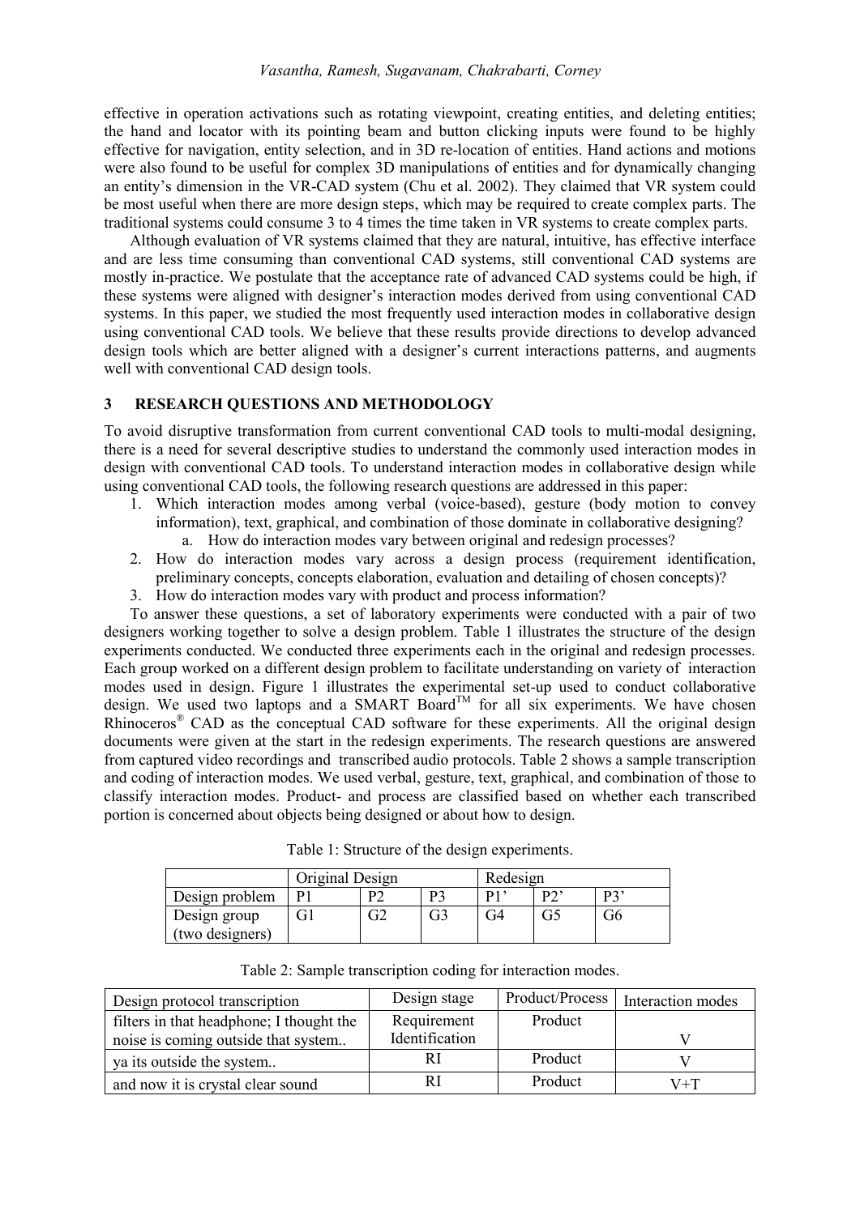effective in operation activations such as rotating viewpoint, creating entities, and deleting entities; the hand and locator with its pointing beam and button clicking inputs were found to be highly effective for navigation, entity selection, and in 3D re-location of entities. Hand actions and motions were also found to be useful for complex 3D manipulations of entities and for dynamically changing an entity's dimension in the VR-CAD system (Chu et al. 2002). They claimed that VR system could be most useful when there are more design steps, which may be required to create complex parts. The traditional systems could consume 3 to 4 times the time taken in VR systems to create complex parts.

Although evaluation of VR systems claimed that they are natural, intuitive, has effective interface and are less time consuming than conventional CAD systems, still conventional CAD systems are mostly in-practice. We postulate that the acceptance rate of advanced CAD systems could be high, if these systems were aligned with designer's interaction modes derived from using conventional CAD systems. In this paper, we studied the most frequently used interaction modes in collaborative design using conventional CAD tools. We believe that these results provide directions to develop advanced design tools which are better aligned with a designer's current interactions patterns, and augments well with conventional CAD design tools.

## 3 RESEARCH QUESTIONS AND METHODOLOGY

To avoid disruptive transformation from current conventional CAD tools to multi-modal designing, there is a need for several descriptive studies to understand the commonly used interaction modes in design with conventional CAD tools. To understand interaction modes in collaborative design while using conventional CAD tools, the following research questions are addressed in this paper:

1. Which interaction modes among verbal (voice-based), gesture (body motion to convey information), text, graphical, and combination of those dominate in collaborative designing?
    a. How do interaction modes vary between original and redesign processes?
2. How do interaction modes vary across a design process (requirement identification, preliminary concepts, concepts elaboration, evaluation and detailing of chosen concepts)?
3. How do interaction modes vary with product and process information?

To answer these questions, a set of laboratory experiments were conducted with a pair of two designers working together to solve a design problem. Table 1 illustrates the structure of the design experiments conducted. We conducted three experiments each in the original and redesign processes. Each group worked on a different design problem to facilitate understanding on variety of interaction modes used in design. Figure 1 illustrates the experimental set-up used to conduct collaborative design. We used two laptops and a SMART Board™ for all six experiments. We have chosen Rhinoceros® CAD as the conceptual CAD software for these experiments. All the original design documents were given at the start in the redesign experiments. The research questions are answered from captured video recordings and transcribed audio protocols. Table 2 shows a sample transcription and coding of interaction modes. We used verbal, gesture, text, graphical, and combination of those to classify interaction modes. Product- and process are classified based on whether each transcribed portion is concerned about objects being designed or about how to design.

Table 1: Structure of the design experiments.

| | Original Design | | | Redesign | | |
|---|---|---|---|---|---|---|
| Design problem | P1 | P2 | P3 | P1' | P2' | P3' |
| Design group (two designers) | G1 | G2 | G3 | G4 | G5 | G6 |

Table 2: Sample transcription coding for interaction modes.

| Design protocol transcription | Design stage | Product/Process | Interaction modes |
|---|---|---|---|
| filters in that headphone; I thought the noise is coming outside that system.. | Requirement Identification | Product | V |
| ya its outside the system.. | RI | Product | V |
| and now it is crystal clear sound | RI | Product | V+T |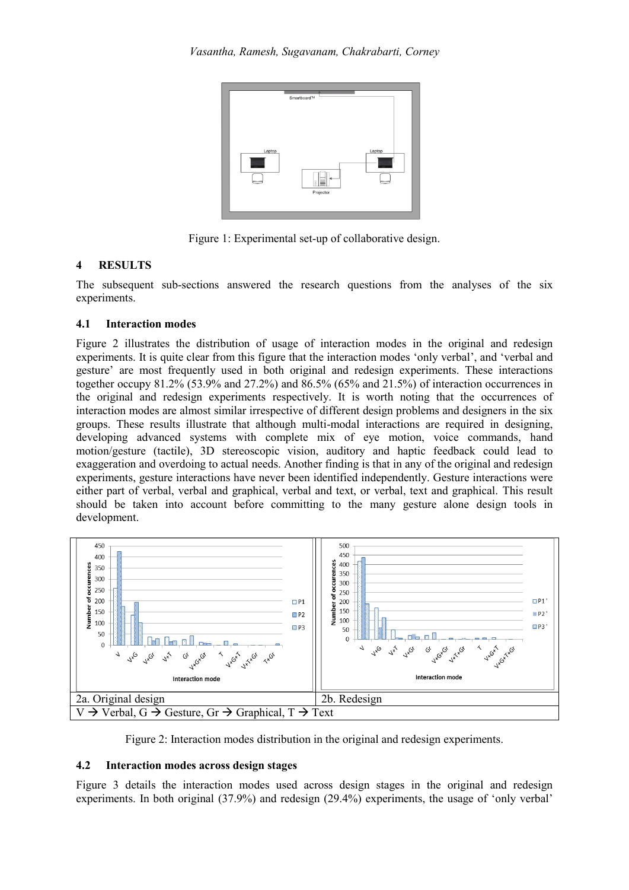Figure 1: Experimental set-up of collaborative design.

## 4 RESULTS

The subsequent sub-sections answered the research questions from the analyses of the six experiments.

### 4.1 Interaction modes

Figure 2 illustrates the distribution of usage of interaction modes in the original and redesign experiments. It is quite clear from this figure that the interaction modes 'only verbal', and 'verbal and gesture' are most frequently used in both original and redesign experiments. These interactions together occupy 81.2% (53.9% and 27.2%) and 86.5% (65% and 21.5%) of interaction occurrences in the original and redesign experiments respectively. It is worth noting that the occurrences of interaction modes are almost similar irrespective of different design problems and designers in the six groups. These results illustrate that although multi-modal interactions are required in designing, developing advanced systems with complete mix of eye motion, voice commands, hand motion/gesture (tactile), 3D stereoscopic vision, auditory and haptic feedback could lead to exaggeration and overdoing to actual needs. Another finding is that in any of the original and redesign experiments, gesture interactions have never been identified independently. Gesture interactions were either part of verbal, verbal and graphical, verbal and text, or verbal, text and graphical. This result should be taken into account before committing to the many gesture alone design tools in development.

| 2a. Original design | 2b. Redesign |
|---|---|
| V → Verbal, G → Gesture, Gr → Graphical, T → Text | |

Figure 2: Interaction modes distribution in the original and redesign experiments.

### 4.2 Interaction modes across design stages

Figure 3 details the interaction modes used across design stages in the original and redesign experiments. In both original (37.9%) and redesign (29.4%) experiments, the usage of 'only verbal'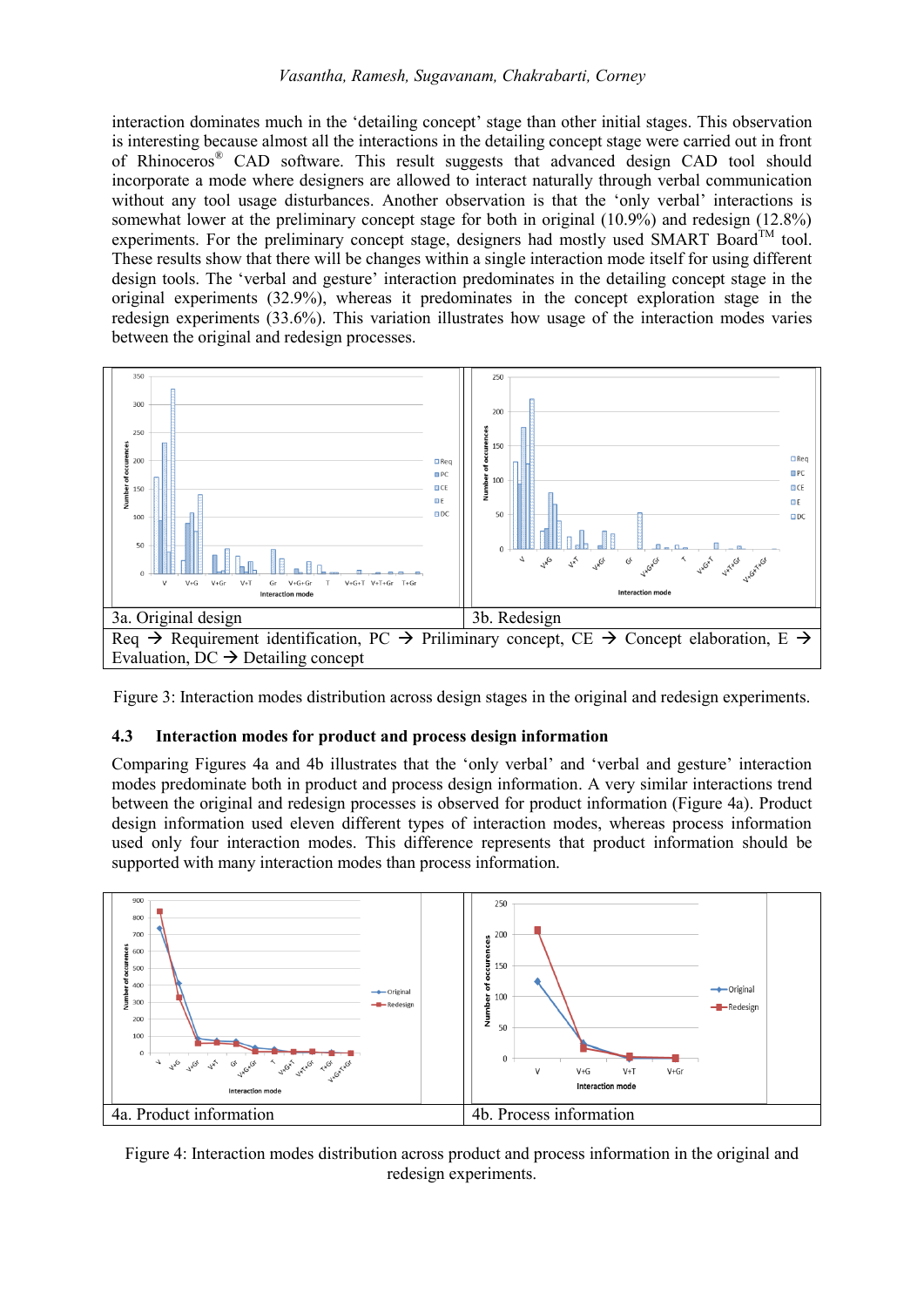interaction dominates much in the 'detailing concept' stage than other initial stages. This observation is interesting because almost all the interactions in the detailing concept stage were carried out in front of Rhinoceros® CAD software. This result suggests that advanced design CAD tool should incorporate a mode where designers are allowed to interact naturally through verbal communication without any tool usage disturbances. Another observation is that the 'only verbal' interactions is somewhat lower at the preliminary concept stage for both in original (10.9%) and redesign (12.8%) experiments. For the preliminary concept stage, designers had mostly used SMART Board™ tool. These results show that there will be changes within a single interaction mode itself for using different design tools. The 'verbal and gesture' interaction predominates in the detailing concept stage in the original experiments (32.9%), whereas it predominates in the concept exploration stage in the redesign experiments (33.6%). This variation illustrates how usage of the interaction modes varies between the original and redesign processes.

| 3a. Original design | 3b. Redesign |
| --- | --- |
| Req → Requirement identification, PC → Priliminary concept, CE → Concept elaboration, E → Evaluation, DC → Detailing concept | |

Figure 3: Interaction modes distribution across design stages in the original and redesign experiments.

## 4.3 Interaction modes for product and process design information

Comparing Figures 4a and 4b illustrates that the 'only verbal' and 'verbal and gesture' interaction modes predominate both in product and process design information. A very similar interactions trend between the original and redesign processes is observed for product information (Figure 4a). Product design information used eleven different types of interaction modes, whereas process information used only four interaction modes. This difference represents that product information should be supported with many interaction modes than process information.

| 4a. Product information | 4b. Process information |
| --- | --- |

Figure 4: Interaction modes distribution across product and process information in the original and redesign experiments.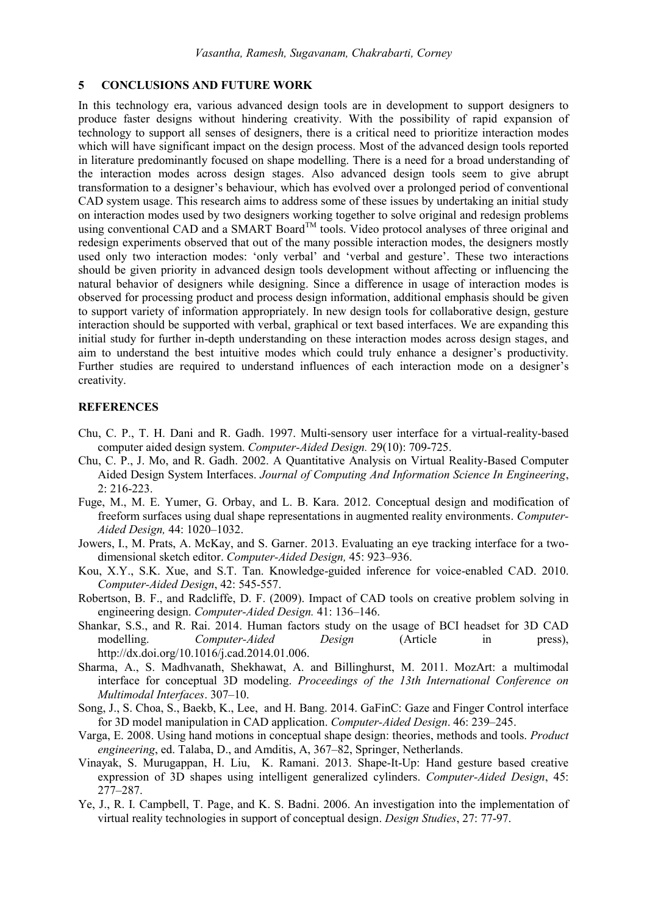## 5 CONCLUSIONS AND FUTURE WORK

In this technology era, various advanced design tools are in development to support designers to produce faster designs without hindering creativity. With the possibility of rapid expansion of technology to support all senses of designers, there is a critical need to prioritize interaction modes which will have significant impact on the design process. Most of the advanced design tools reported in literature predominantly focused on shape modelling. There is a need for a broad understanding of the interaction modes across design stages. Also advanced design tools seem to give abrupt transformation to a designer's behaviour, which has evolved over a prolonged period of conventional CAD system usage. This research aims to address some of these issues by undertaking an initial study on interaction modes used by two designers working together to solve original and redesign problems using conventional CAD and a SMART Board™ tools. Video protocol analyses of three original and redesign experiments observed that out of the many possible interaction modes, the designers mostly used only two interaction modes: 'only verbal' and 'verbal and gesture'. These two interactions should be given priority in advanced design tools development without affecting or influencing the natural behavior of designers while designing. Since a difference in usage of interaction modes is observed for processing product and process design information, additional emphasis should be given to support variety of information appropriately. In new design tools for collaborative design, gesture interaction should be supported with verbal, graphical or text based interfaces. We are expanding this initial study for further in-depth understanding on these interaction modes across design stages, and aim to understand the best intuitive modes which could truly enhance a designer's productivity. Further studies are required to understand influences of each interaction mode on a designer's creativity.

## REFERENCES

Chu, C. P., T. H. Dani and R. Gadh. 1997. Multi-sensory user interface for a virtual-reality-based computer aided design system. *Computer-Aided Design.* 29(10): 709-725.

Chu, C. P., J. Mo, and R. Gadh. 2002. A Quantitative Analysis on Virtual Reality-Based Computer Aided Design System Interfaces. *Journal of Computing And Information Science In Engineering*, 2: 216-223.

Fuge, M., M. E. Yumer, G. Orbay, and L. B. Kara. 2012. Conceptual design and modification of freeform surfaces using dual shape representations in augmented reality environments. *Computer-Aided Design,* 44: 1020–1032.

Jowers, I., M. Prats, A. McKay, and S. Garner. 2013. Evaluating an eye tracking interface for a two-dimensional sketch editor. *Computer-Aided Design,* 45: 923–936.

Kou, X.Y., S.K. Xue, and S.T. Tan. Knowledge-guided inference for voice-enabled CAD. 2010. *Computer-Aided Design*, 42: 545-557.

Robertson, B. F., and Radcliffe, D. F. (2009). Impact of CAD tools on creative problem solving in engineering design. *Computer-Aided Design.* 41: 136–146.

Shankar, S.S., and R. Rai. 2014. Human factors study on the usage of BCI headset for 3D CAD modelling. *Computer-Aided Design* (Article in press), http://dx.doi.org/10.1016/j.cad.2014.01.006.

Sharma, A., S. Madhvanath, Shekhawat, A. and Billinghurst, M. 2011. MozArt: a multimodal interface for conceptual 3D modeling. *Proceedings of the 13th International Conference on Multimodal Interfaces*. 307–10.

Song, J., S. Choa, S., Baekb, K., Lee, and H. Bang. 2014. GaFinC: Gaze and Finger Control interface for 3D model manipulation in CAD application. *Computer-Aided Design*. 46: 239–245.

Varga, E. 2008. Using hand motions in conceptual shape design: theories, methods and tools. *Product engineering*, ed. Talaba, D., and Amditis, A, 367–82, Springer, Netherlands.

Vinayak, S. Murugappan, H. Liu, K. Ramani. 2013. Shape-It-Up: Hand gesture based creative expression of 3D shapes using intelligent generalized cylinders. *Computer-Aided Design*, 45: 277–287.

Ye, J., R. I. Campbell, T. Page, and K. S. Badni. 2006. An investigation into the implementation of virtual reality technologies in support of conceptual design. *Design Studies*, 27: 77-97.